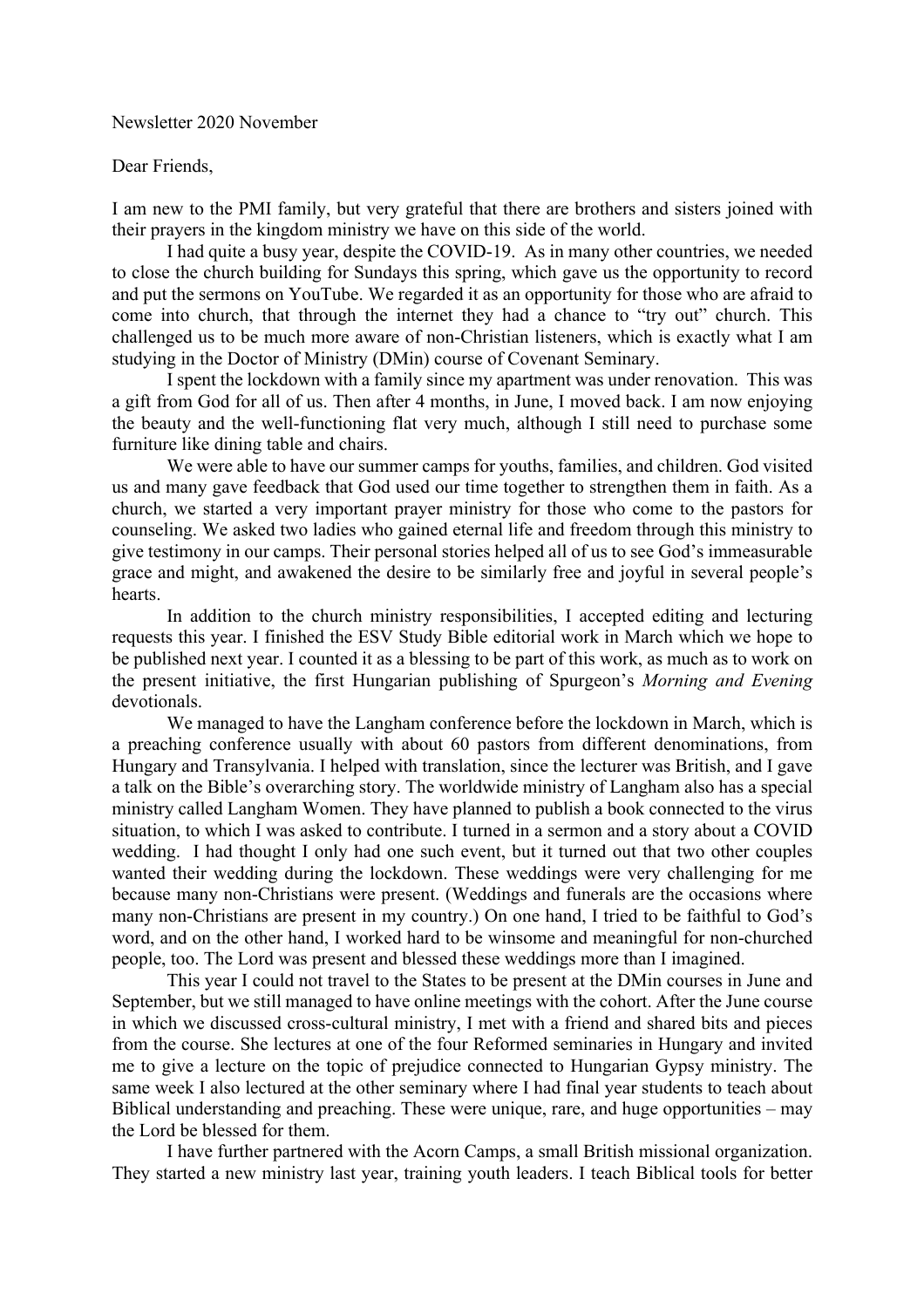Newsletter 2020 November

Dear Friends,

I am new to the PMI family, but very grateful that there are brothers and sisters joined with their prayers in the kingdom ministry we have on this side of the world.

I had quite a busy year, despite the COVID-19. As in many other countries, we needed to close the church building for Sundays this spring, which gave us the opportunity to record and put the sermons on YouTube. We regarded it as an opportunity for those who are afraid to come into church, that through the internet they had a chance to "try out" church. This challenged us to be much more aware of non-Christian listeners, which is exactly what I am studying in the Doctor of Ministry (DMin) course of Covenant Seminary.

I spent the lockdown with a family since my apartment was under renovation. This was a gift from God for all of us. Then after 4 months, in June, I moved back. I am now enjoying the beauty and the well-functioning flat very much, although I still need to purchase some furniture like dining table and chairs.

We were able to have our summer camps for youths, families, and children. God visited us and many gave feedback that God used our time together to strengthen them in faith. As a church, we started a very important prayer ministry for those who come to the pastors for counseling. We asked two ladies who gained eternal life and freedom through this ministry to give testimony in our camps. Their personal stories helped all of us to see God's immeasurable grace and might, and awakened the desire to be similarly free and joyful in several people's hearts.

In addition to the church ministry responsibilities, I accepted editing and lecturing requests this year. I finished the ESV Study Bible editorial work in March which we hope to be published next year. I counted it as a blessing to be part of this work, as much as to work on the present initiative, the first Hungarian publishing of Spurgeon's *Morning and Evening* devotionals.

We managed to have the Langham conference before the lockdown in March, which is a preaching conference usually with about 60 pastors from different denominations, from Hungary and Transylvania. I helped with translation, since the lecturer was British, and I gave a talk on the Bible's overarching story. The worldwide ministry of Langham also has a special ministry called Langham Women. They have planned to publish a book connected to the virus situation, to which I was asked to contribute. I turned in a sermon and a story about a COVID wedding. I had thought I only had one such event, but it turned out that two other couples wanted their wedding during the lockdown. These weddings were very challenging for me because many non-Christians were present. (Weddings and funerals are the occasions where many non-Christians are present in my country.) On one hand, I tried to be faithful to God's word, and on the other hand, I worked hard to be winsome and meaningful for non-churched people, too. The Lord was present and blessed these weddings more than I imagined.

This year I could not travel to the States to be present at the DMin courses in June and September, but we still managed to have online meetings with the cohort. After the June course in which we discussed cross-cultural ministry, I met with a friend and shared bits and pieces from the course. She lectures at one of the four Reformed seminaries in Hungary and invited me to give a lecture on the topic of prejudice connected to Hungarian Gypsy ministry. The same week I also lectured at the other seminary where I had final year students to teach about Biblical understanding and preaching. These were unique, rare, and huge opportunities – may the Lord be blessed for them.

I have further partnered with the Acorn Camps, a small British missional organization. They started a new ministry last year, training youth leaders. I teach Biblical tools for better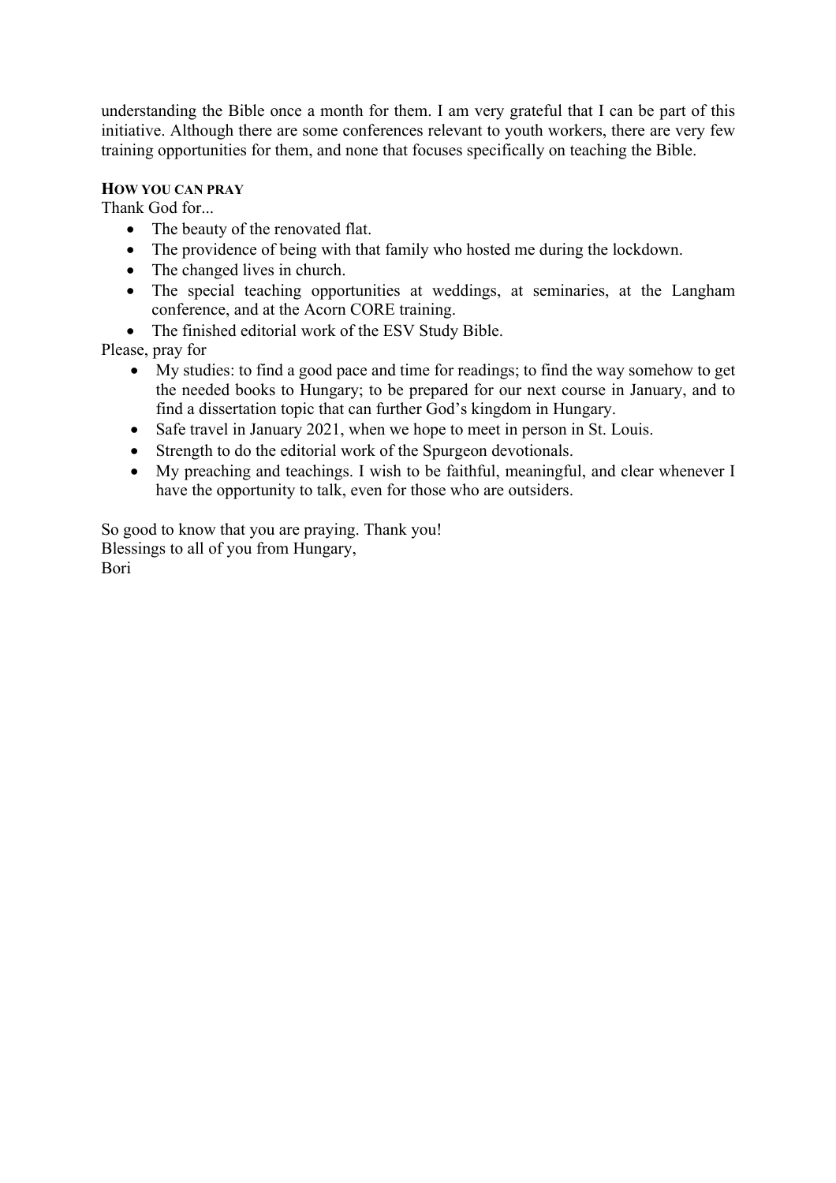understanding the Bible once a month for them. I am very grateful that I can be part of this initiative. Although there are some conferences relevant to youth workers, there are very few training opportunities for them, and none that focuses specifically on teaching the Bible.

**HOW YOU CAN PRAY**

Thank God for...

- The beauty of the renovated flat.
- The providence of being with that family who hosted me during the lockdown.
- The changed lives in church.
- The special teaching opportunities at weddings, at seminaries, at the Langham conference, and at the Acorn CORE training.
- The finished editorial work of the ESV Study Bible.

Please, pray for

- My studies: to find a good pace and time for readings; to find the way somehow to get the needed books to Hungary; to be prepared for our next course in January, and to find a dissertation topic that can further God's kingdom in Hungary.
- Safe travel in January 2021, when we hope to meet in person in St. Louis.
- Strength to do the editorial work of the Spurgeon devotionals.
- My preaching and teachings. I wish to be faithful, meaningful, and clear whenever I have the opportunity to talk, even for those who are outsiders.

So good to know that you are praying. Thank you!
Blessings to all of you from Hungary,
Bori